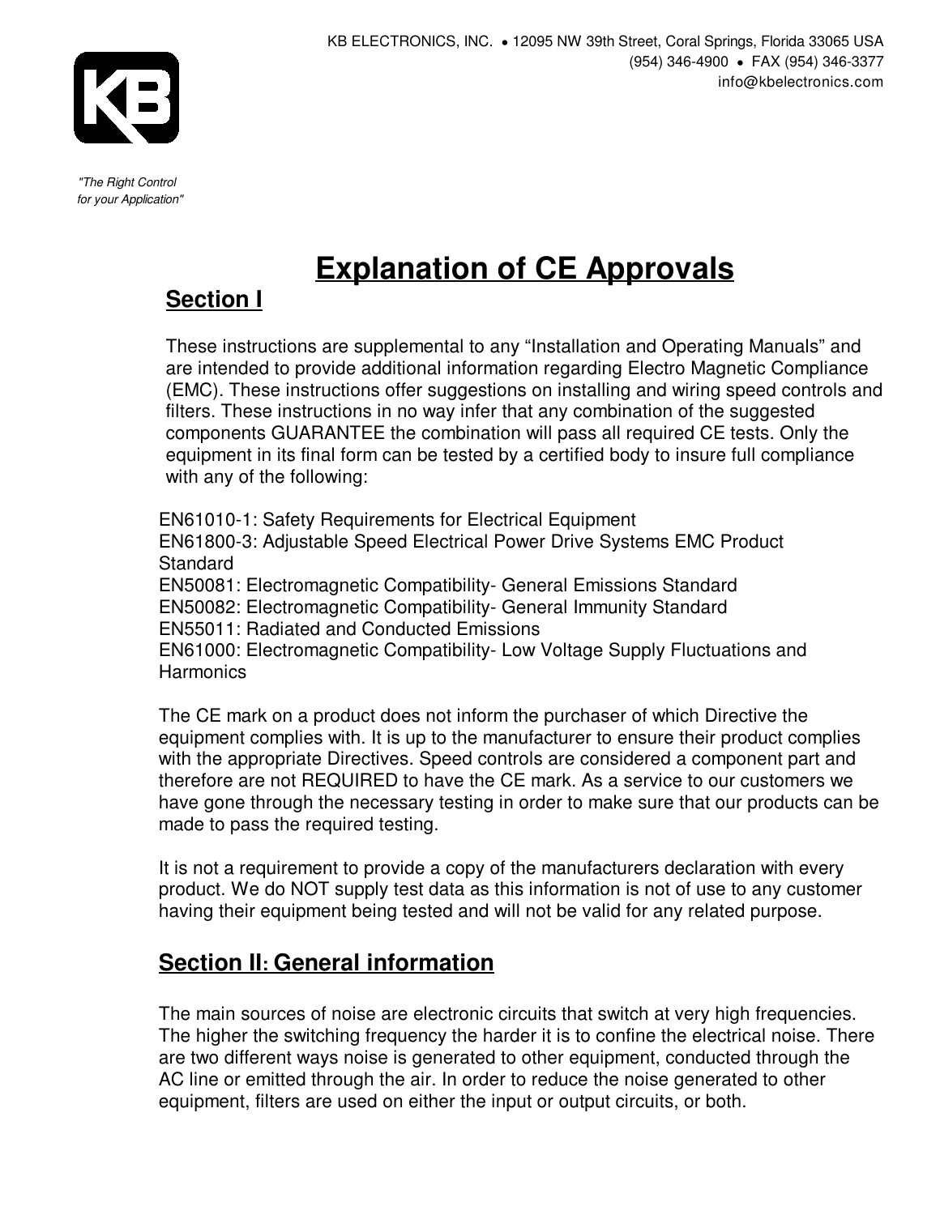KB ELECTRONICS, INC. • 12095 NW 39th Street, Coral Springs, Florida 33065 USA
(954) 346-4900 • FAX (954) 346-3377
info@kbelectronics.com

*"The Right Control for your Application"*

# Explanation of CE Approvals

## Section I

These instructions are supplemental to any "Installation and Operating Manuals" and are intended to provide additional information regarding Electro Magnetic Compliance (EMC). These instructions offer suggestions on installing and wiring speed controls and filters. These instructions in no way infer that any combination of the suggested components GUARANTEE the combination will pass all required CE tests. Only the equipment in its final form can be tested by a certified body to insure full compliance with any of the following:

EN61010-1: Safety Requirements for Electrical Equipment
EN61800-3: Adjustable Speed Electrical Power Drive Systems EMC Product Standard
EN50081: Electromagnetic Compatibility- General Emissions Standard
EN50082: Electromagnetic Compatibility- General Immunity Standard
EN55011: Radiated and Conducted Emissions
EN61000: Electromagnetic Compatibility- Low Voltage Supply Fluctuations and Harmonics

The CE mark on a product does not inform the purchaser of which Directive the equipment complies with. It is up to the manufacturer to ensure their product complies with the appropriate Directives. Speed controls are considered a component part and therefore are not REQUIRED to have the CE mark. As a service to our customers we have gone through the necessary testing in order to make sure that our products can be made to pass the required testing.

It is not a requirement to provide a copy of the manufacturers declaration with every product. We do NOT supply test data as this information is not of use to any customer having their equipment being tested and will not be valid for any related purpose.

## Section II: General information

The main sources of noise are electronic circuits that switch at very high frequencies. The higher the switching frequency the harder it is to confine the electrical noise. There are two different ways noise is generated to other equipment, conducted through the AC line or emitted through the air. In order to reduce the noise generated to other equipment, filters are used on either the input or output circuits, or both.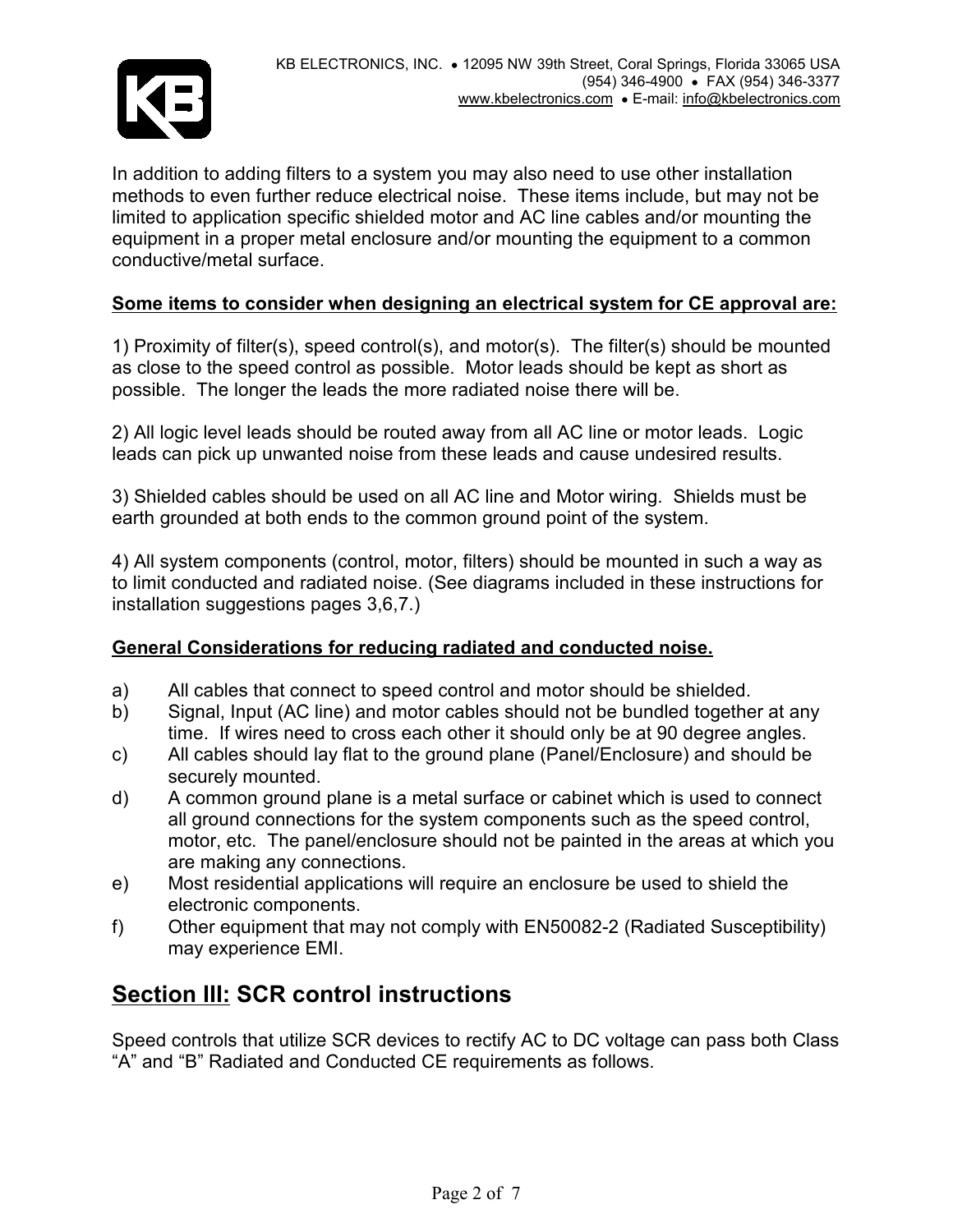In addition to adding filters to a system you may also need to use other installation methods to even further reduce electrical noise. These items include, but may not be limited to application specific shielded motor and AC line cables and/or mounting the equipment in a proper metal enclosure and/or mounting the equipment to a common conductive/metal surface.

**Some items to consider when designing an electrical system for CE approval are:**

1) Proximity of filter(s), speed control(s), and motor(s). The filter(s) should be mounted as close to the speed control as possible. Motor leads should be kept as short as possible. The longer the leads the more radiated noise there will be.

2) All logic level leads should be routed away from all AC line or motor leads. Logic leads can pick up unwanted noise from these leads and cause undesired results.

3) Shielded cables should be used on all AC line and Motor wiring. Shields must be earth grounded at both ends to the common ground point of the system.

4) All system components (control, motor, filters) should be mounted in such a way as to limit conducted and radiated noise. (See diagrams included in these instructions for installation suggestions pages 3,6,7.)

**General Considerations for reducing radiated and conducted noise.**

a) All cables that connect to speed control and motor should be shielded.
b) Signal, Input (AC line) and motor cables should not be bundled together at any time. If wires need to cross each other it should only be at 90 degree angles.
c) All cables should lay flat to the ground plane (Panel/Enclosure) and should be securely mounted.
d) A common ground plane is a metal surface or cabinet which is used to connect all ground connections for the system components such as the speed control, motor, etc. The panel/enclosure should not be painted in the areas at which you are making any connections.
e) Most residential applications will require an enclosure be used to shield the electronic components.
f) Other equipment that may not comply with EN50082-2 (Radiated Susceptibility) may experience EMI.

## Section III: SCR control instructions

Speed controls that utilize SCR devices to rectify AC to DC voltage can pass both Class "A" and "B" Radiated and Conducted CE requirements as follows.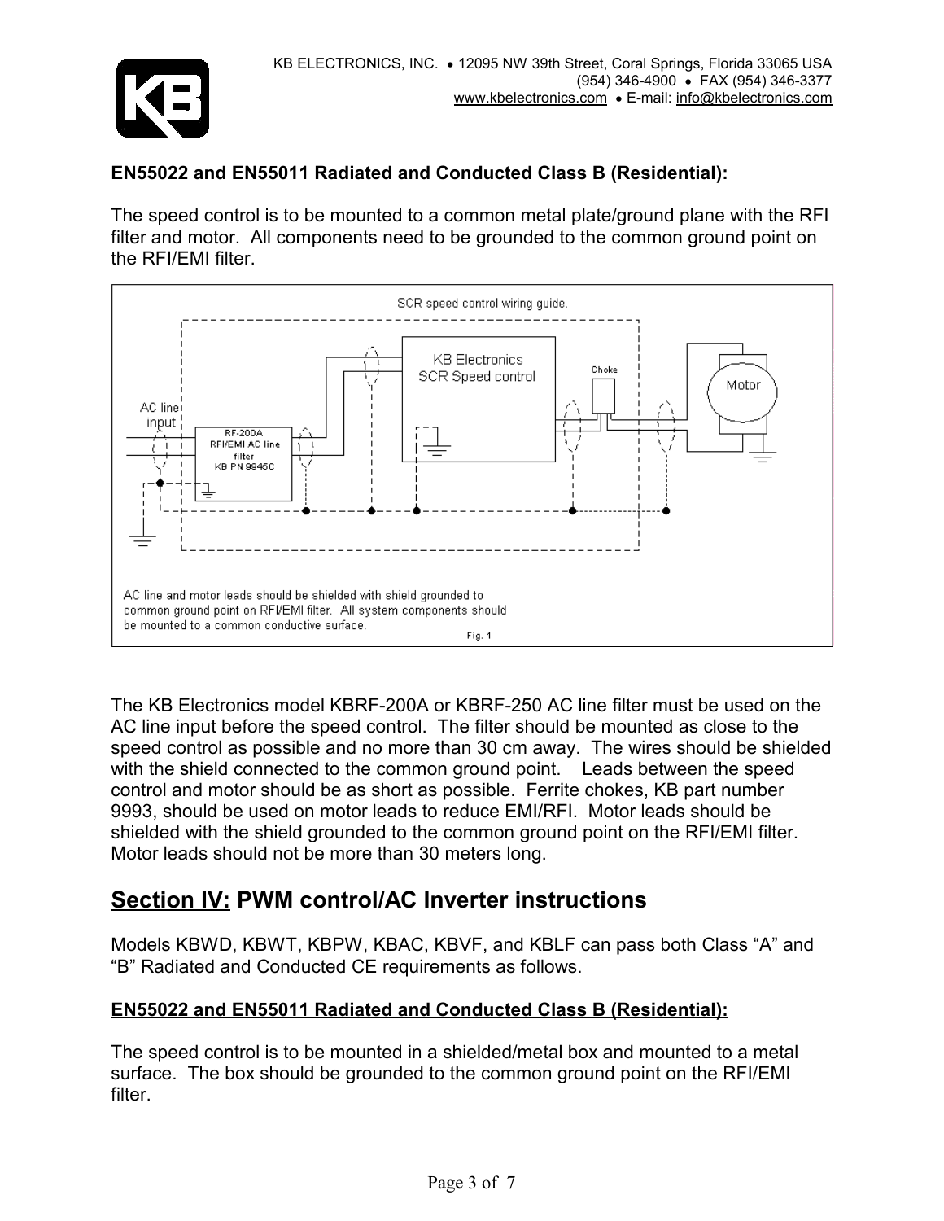## EN55022 and EN55011 Radiated and Conducted Class B (Residential):

The speed control is to be mounted to a common metal plate/ground plane with the RFI filter and motor. All components need to be grounded to the common ground point on the RFI/EMI filter.

The KB Electronics model KBRF-200A or KBRF-250 AC line filter must be used on the AC line input before the speed control. The filter should be mounted as close to the speed control as possible and no more than 30 cm away. The wires should be shielded with the shield connected to the common ground point. Leads between the speed control and motor should be as short as possible. Ferrite chokes, KB part number 9993, should be used on motor leads to reduce EMI/RFI. Motor leads should be shielded with the shield grounded to the common ground point on the RFI/EMI filter. Motor leads should not be more than 30 meters long.

# Section IV: PWM control/AC Inverter instructions

Models KBWD, KBWT, KBPW, KBAC, KBVF, and KBLF can pass both Class "A" and "B" Radiated and Conducted CE requirements as follows.

## EN55022 and EN55011 Radiated and Conducted Class B (Residential):

The speed control is to be mounted in a shielded/metal box and mounted to a metal surface. The box should be grounded to the common ground point on the RFI/EMI filter.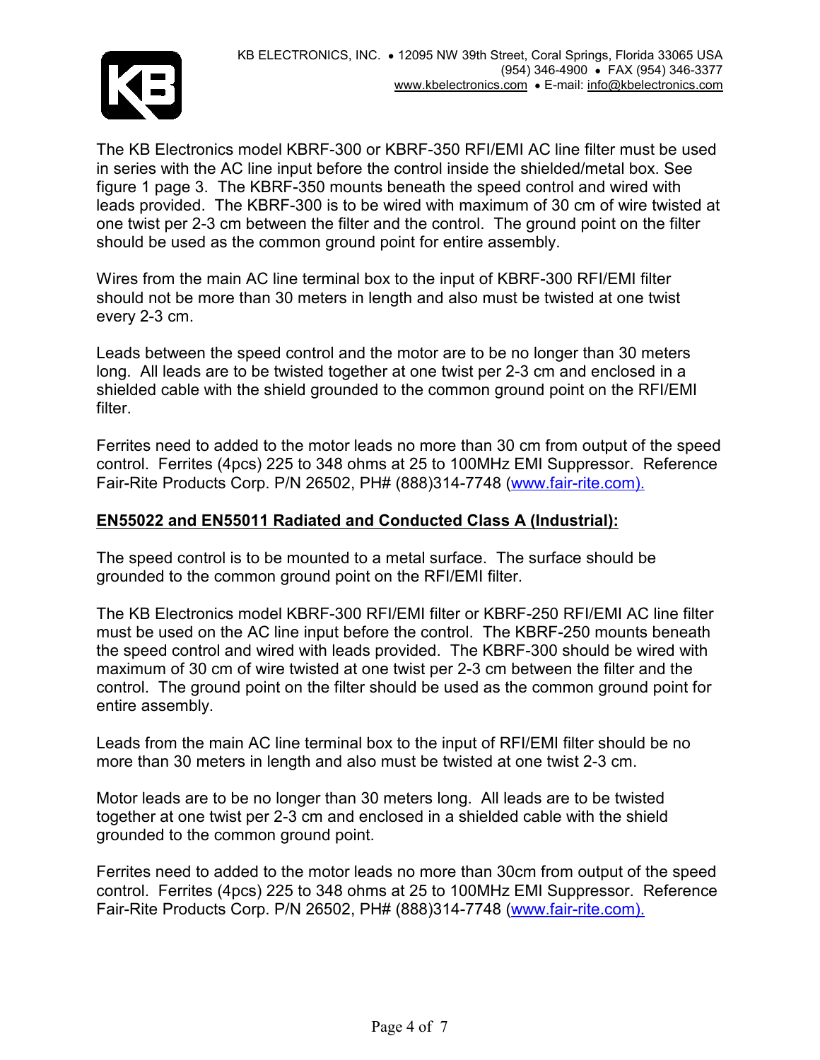KB ELECTRONICS, INC. • 12095 NW 39th Street, Coral Springs, Florida 33065 USA
(954) 346-4900 • FAX (954) 346-3377
www.kbelectronics.com • E-mail: info@kbelectronics.com

The KB Electronics model KBRF-300 or KBRF-350 RFI/EMI AC line filter must be used in series with the AC line input before the control inside the shielded/metal box. See figure 1 page 3. The KBRF-350 mounts beneath the speed control and wired with leads provided. The KBRF-300 is to be wired with maximum of 30 cm of wire twisted at one twist per 2-3 cm between the filter and the control. The ground point on the filter should be used as the common ground point for entire assembly.

Wires from the main AC line terminal box to the input of KBRF-300 RFI/EMI filter should not be more than 30 meters in length and also must be twisted at one twist every 2-3 cm.

Leads between the speed control and the motor are to be no longer than 30 meters long. All leads are to be twisted together at one twist per 2-3 cm and enclosed in a shielded cable with the shield grounded to the common ground point on the RFI/EMI filter.

Ferrites need to added to the motor leads no more than 30 cm from output of the speed control. Ferrites (4pcs) 225 to 348 ohms at 25 to 100MHz EMI Suppressor. Reference Fair-Rite Products Corp. P/N 26502, PH# (888)314-7748 (www.fair-rite.com).

**EN55022 and EN55011 Radiated and Conducted Class A (Industrial):**

The speed control is to be mounted to a metal surface. The surface should be grounded to the common ground point on the RFI/EMI filter.

The KB Electronics model KBRF-300 RFI/EMI filter or KBRF-250 RFI/EMI AC line filter must be used on the AC line input before the control. The KBRF-250 mounts beneath the speed control and wired with leads provided. The KBRF-300 should be wired with maximum of 30 cm of wire twisted at one twist per 2-3 cm between the filter and the control. The ground point on the filter should be used as the common ground point for entire assembly.

Leads from the main AC line terminal box to the input of RFI/EMI filter should be no more than 30 meters in length and also must be twisted at one twist 2-3 cm.

Motor leads are to be no longer than 30 meters long. All leads are to be twisted together at one twist per 2-3 cm and enclosed in a shielded cable with the shield grounded to the common ground point.

Ferrites need to added to the motor leads no more than 30cm from output of the speed control. Ferrites (4pcs) 225 to 348 ohms at 25 to 100MHz EMI Suppressor. Reference Fair-Rite Products Corp. P/N 26502, PH# (888)314-7748 (www.fair-rite.com).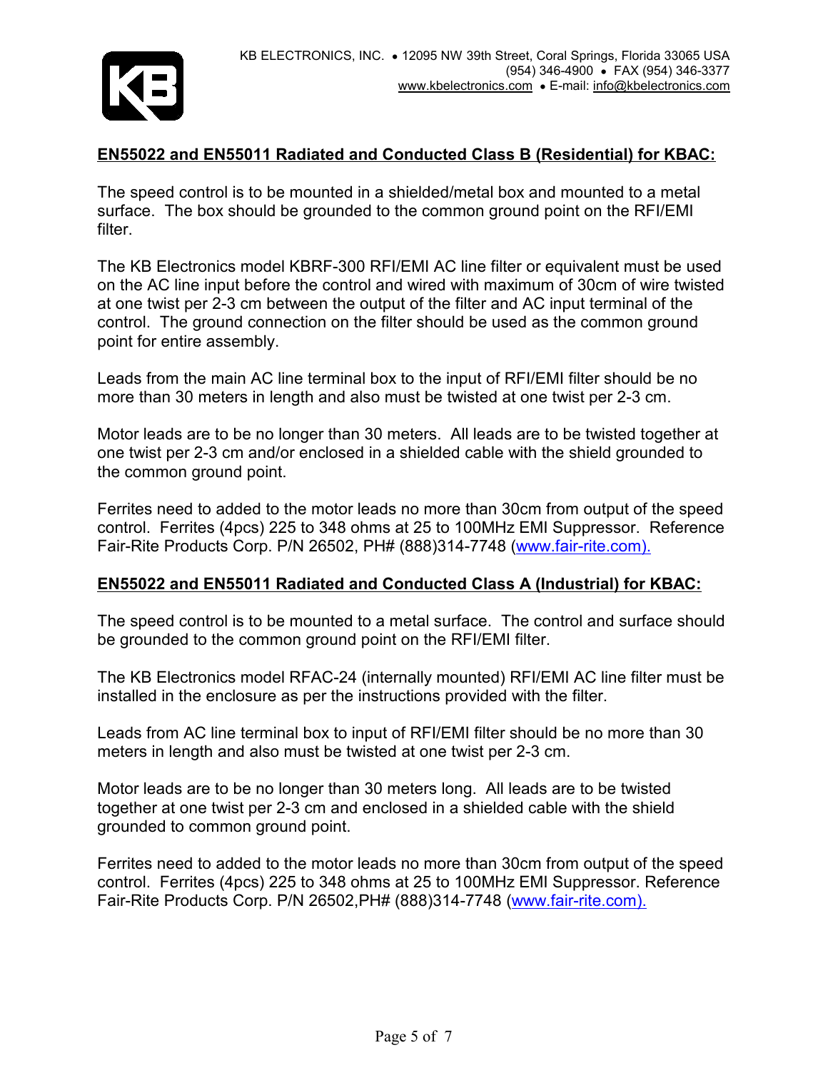## EN55022 and EN55011 Radiated and Conducted Class B (Residential) for KBAC:

The speed control is to be mounted in a shielded/metal box and mounted to a metal surface. The box should be grounded to the common ground point on the RFI/EMI filter.

The KB Electronics model KBRF-300 RFI/EMI AC line filter or equivalent must be used on the AC line input before the control and wired with maximum of 30cm of wire twisted at one twist per 2-3 cm between the output of the filter and AC input terminal of the control. The ground connection on the filter should be used as the common ground point for entire assembly.

Leads from the main AC line terminal box to the input of RFI/EMI filter should be no more than 30 meters in length and also must be twisted at one twist per 2-3 cm.

Motor leads are to be no longer than 30 meters. All leads are to be twisted together at one twist per 2-3 cm and/or enclosed in a shielded cable with the shield grounded to the common ground point.

Ferrites need to added to the motor leads no more than 30cm from output of the speed control. Ferrites (4pcs) 225 to 348 ohms at 25 to 100MHz EMI Suppressor. Reference Fair-Rite Products Corp. P/N 26502, PH# (888)314-7748 (www.fair-rite.com).

## EN55022 and EN55011 Radiated and Conducted Class A (Industrial) for KBAC:

The speed control is to be mounted to a metal surface. The control and surface should be grounded to the common ground point on the RFI/EMI filter.

The KB Electronics model RFAC-24 (internally mounted) RFI/EMI AC line filter must be installed in the enclosure as per the instructions provided with the filter.

Leads from AC line terminal box to input of RFI/EMI filter should be no more than 30 meters in length and also must be twisted at one twist per 2-3 cm.

Motor leads are to be no longer than 30 meters long. All leads are to be twisted together at one twist per 2-3 cm and enclosed in a shielded cable with the shield grounded to common ground point.

Ferrites need to added to the motor leads no more than 30cm from output of the speed control. Ferrites (4pcs) 225 to 348 ohms at 25 to 100MHz EMI Suppressor. Reference Fair-Rite Products Corp. P/N 26502,PH# (888)314-7748 (www.fair-rite.com).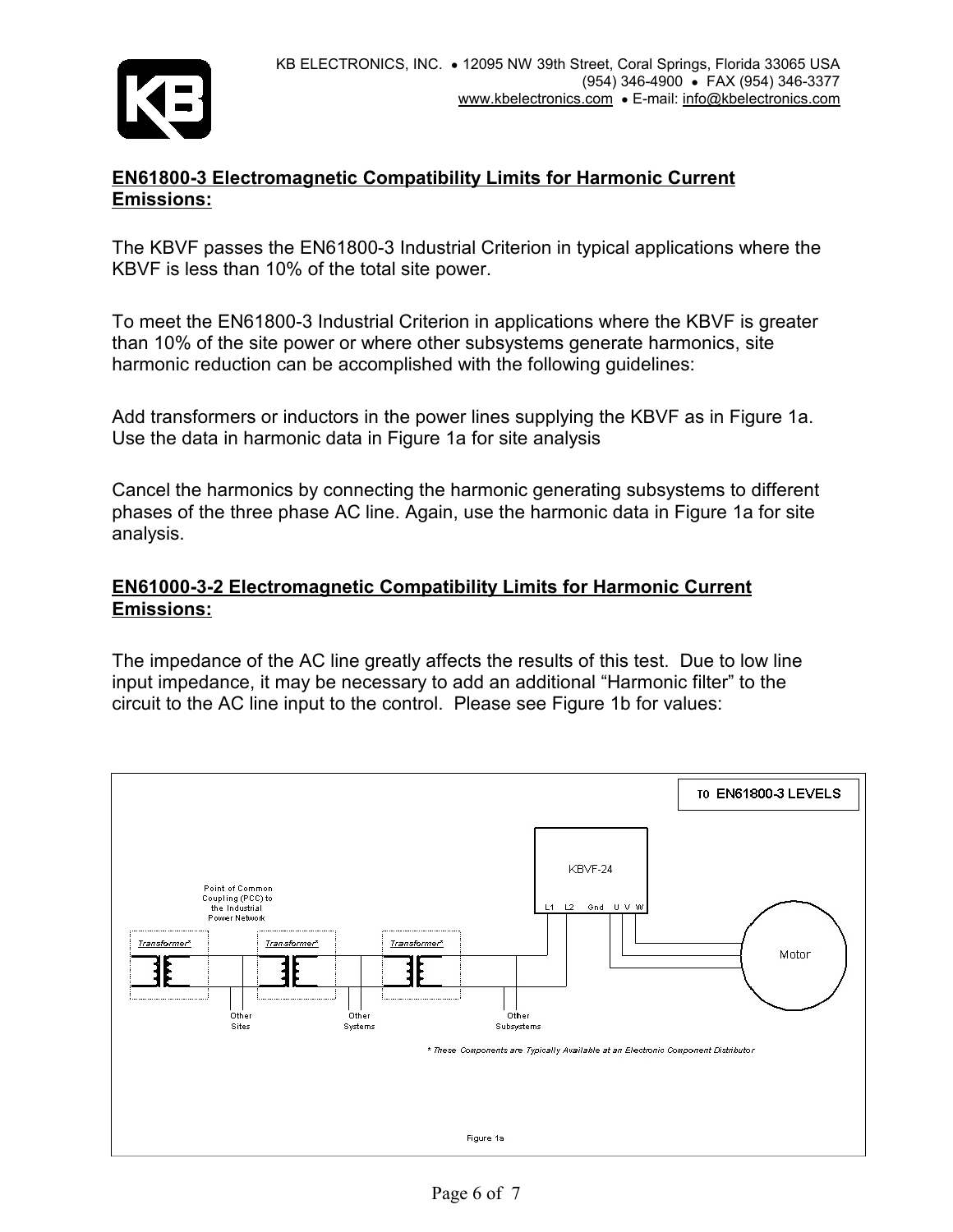## EN61800-3 Electromagnetic Compatibility Limits for Harmonic Current Emissions:

The KBVF passes the EN61800-3 Industrial Criterion in typical applications where the KBVF is less than 10% of the total site power.

To meet the EN61800-3 Industrial Criterion in applications where the KBVF is greater than 10% of the site power or where other subsystems generate harmonics, site harmonic reduction can be accomplished with the following guidelines:

Add transformers or inductors in the power lines supplying the KBVF as in Figure 1a. Use the data in harmonic data in Figure 1a for site analysis

Cancel the harmonics by connecting the harmonic generating subsystems to different phases of the three phase AC line. Again, use the harmonic data in Figure 1a for site analysis.

## EN61000-3-2 Electromagnetic Compatibility Limits for Harmonic Current Emissions:

The impedance of the AC line greatly affects the results of this test. Due to low line input impedance, it may be necessary to add an additional "Harmonic filter" to the circuit to the AC line input to the control. Please see Figure 1b for values:

TO EN61800-3 LEVELS

Point of Common Coupling (PCC) to the Industrial Power Network

Transformer* | Transformer* | Transformer*

Other Sites | Other Systems | Other Subsystems

KBVF-24 (L1, L2, Gnd, U, V, W) — Motor

*\* These Components are Typically Available at an Electronic Component Distributor*

Figure 1a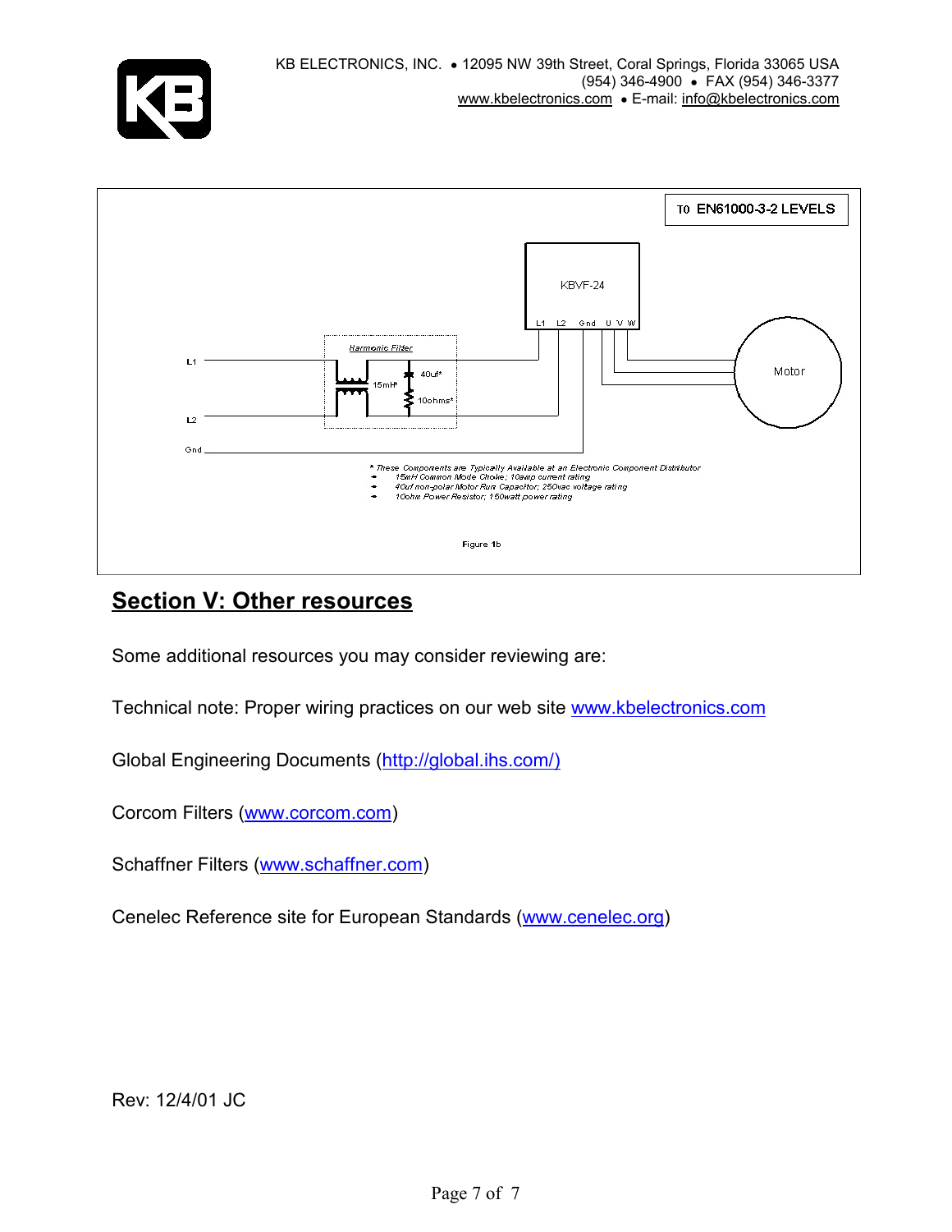To EN61000-3-2 LEVELS

KBVF-24

L1 L2 Gnd U V W

Motor

Harmonic Filter

L1

L2

Gnd

15mH*

40uf*

10ohms*

\* These Components are Typically Available at an Electronic Component Distributor
- 15mH Common Mode Choke; 10amp current rating
- 40uf non-polar Motor Run Capacitor; 250vac voltage rating
- 10ohm Power Resistor; 150watt power rating

Figure 1b

## Section V: Other resources

Some additional resources you may consider reviewing are:

Technical note: Proper wiring practices on our web site www.kbelectronics.com

Global Engineering Documents (http://global.ihs.com/)

Corcom Filters (www.corcom.com)

Schaffner Filters (www.schaffner.com)

Cenelec Reference site for European Standards (www.cenelec.org)

Rev: 12/4/01 JC